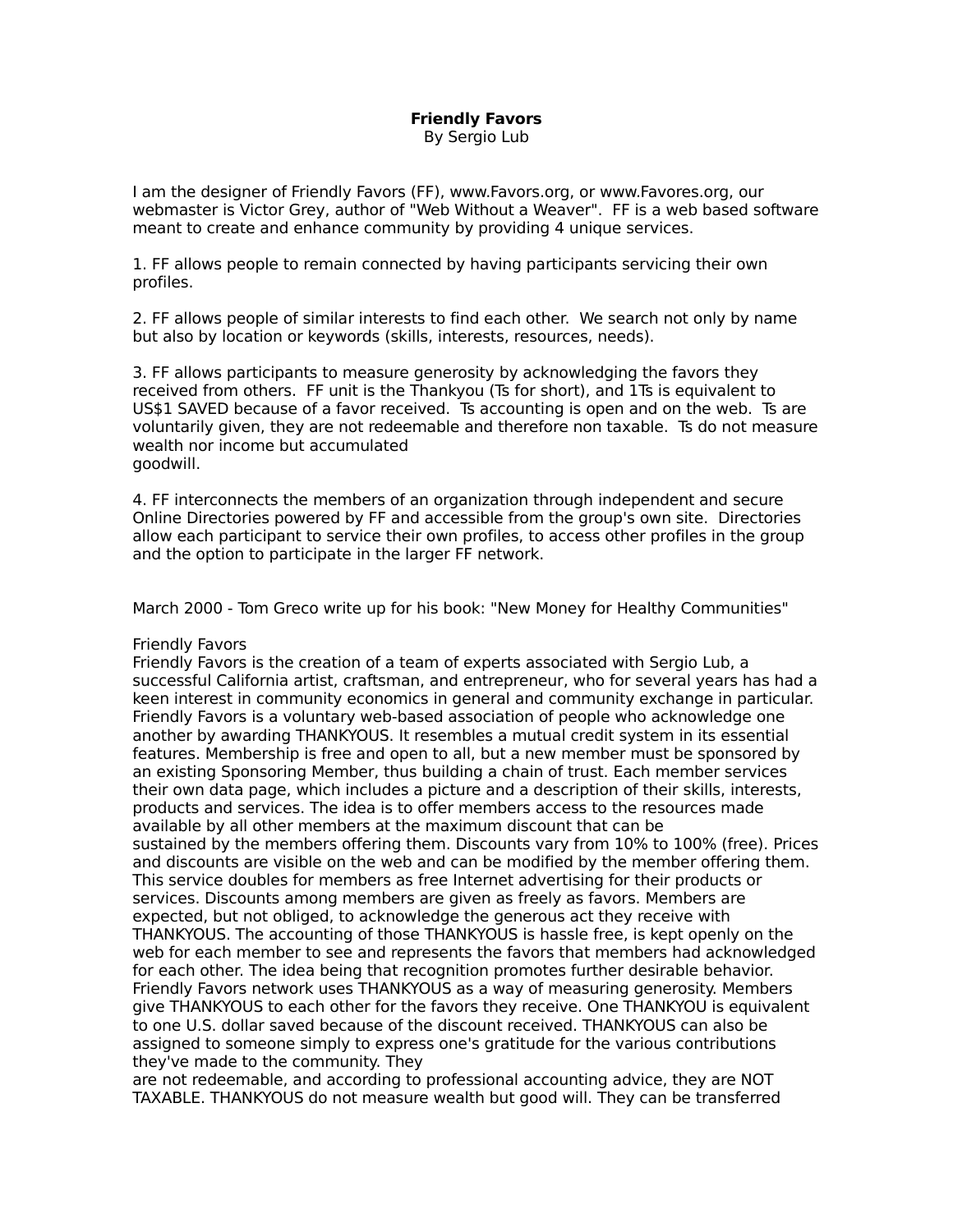**Friendly Favors**
By Sergio Lub

I am the designer of Friendly Favors (FF), www.Favors.org, or www.Favores.org, our webmaster is Victor Grey, author of "Web Without a Weaver". FF is a web based software meant to create and enhance community by providing 4 unique services.

1. FF allows people to remain connected by having participants servicing their own profiles.

2. FF allows people of similar interests to find each other. We search not only by name but also by location or keywords (skills, interests, resources, needs).

3. FF allows participants to measure generosity by acknowledging the favors they received from others. FF unit is the Thankyou (Ts for short), and 1Ts is equivalent to US$1 SAVED because of a favor received. Ts accounting is open and on the web. Ts are voluntarily given, they are not redeemable and therefore non taxable. Ts do not measure wealth nor income but accumulated goodwill.

4. FF interconnects the members of an organization through independent and secure Online Directories powered by FF and accessible from the group's own site. Directories allow each participant to service their own profiles, to access other profiles in the group and the option to participate in the larger FF network.

March 2000 - Tom Greco write up for his book: "New Money for Healthy Communities"

Friendly Favors
Friendly Favors is the creation of a team of experts associated with Sergio Lub, a successful California artist, craftsman, and entrepreneur, who for several years has had a keen interest in community economics in general and community exchange in particular. Friendly Favors is a voluntary web-based association of people who acknowledge one another by awarding THANKYOUS. It resembles a mutual credit system in its essential features. Membership is free and open to all, but a new member must be sponsored by an existing Sponsoring Member, thus building a chain of trust. Each member services their own data page, which includes a picture and a description of their skills, interests, products and services. The idea is to offer members access to the resources made available by all other members at the maximum discount that can be sustained by the members offering them. Discounts vary from 10% to 100% (free). Prices and discounts are visible on the web and can be modified by the member offering them. This service doubles for members as free Internet advertising for their products or services. Discounts among members are given as freely as favors. Members are expected, but not obliged, to acknowledge the generous act they receive with THANKYOUS. The accounting of those THANKYOUS is hassle free, is kept openly on the web for each member to see and represents the favors that members had acknowledged for each other. The idea being that recognition promotes further desirable behavior. Friendly Favors network uses THANKYOUS as a way of measuring generosity. Members give THANKYOUS to each other for the favors they receive. One THANKYOU is equivalent to one U.S. dollar saved because of the discount received. THANKYOUS can also be assigned to someone simply to express one's gratitude for the various contributions they've made to the community. They are not redeemable, and according to professional accounting advice, they are NOT TAXABLE. THANKYOUS do not measure wealth but good will. They can be transferred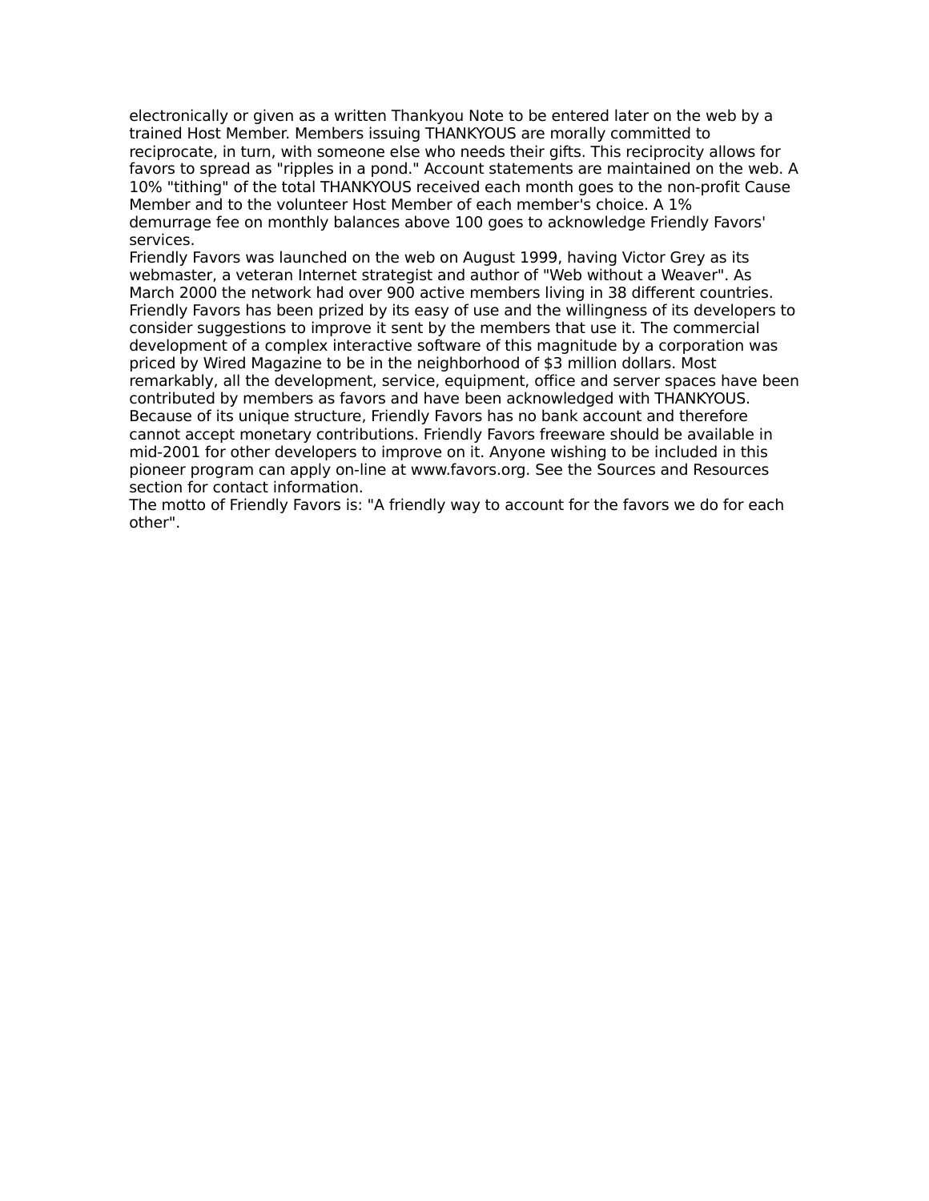electronically or given as a written Thankyou Note to be entered later on the web by a trained Host Member. Members issuing THANKYOUS are morally committed to reciprocate, in turn, with someone else who needs their gifts. This reciprocity allows for favors to spread as "ripples in a pond." Account statements are maintained on the web. A 10% "tithing" of the total THANKYOUS received each month goes to the non-profit Cause Member and to the volunteer Host Member of each member's choice. A 1% demurrage fee on monthly balances above 100 goes to acknowledge Friendly Favors' services.

Friendly Favors was launched on the web on August 1999, having Victor Grey as its webmaster, a veteran Internet strategist and author of "Web without a Weaver". As March 2000 the network had over 900 active members living in 38 different countries. Friendly Favors has been prized by its easy of use and the willingness of its developers to consider suggestions to improve it sent by the members that use it. The commercial development of a complex interactive software of this magnitude by a corporation was priced by Wired Magazine to be in the neighborhood of $3 million dollars. Most remarkably, all the development, service, equipment, office and server spaces have been contributed by members as favors and have been acknowledged with THANKYOUS. Because of its unique structure, Friendly Favors has no bank account and therefore cannot accept monetary contributions. Friendly Favors freeware should be available in mid-2001 for other developers to improve on it. Anyone wishing to be included in this pioneer program can apply on-line at www.favors.org. See the Sources and Resources section for contact information.

The motto of Friendly Favors is: "A friendly way to account for the favors we do for each other".